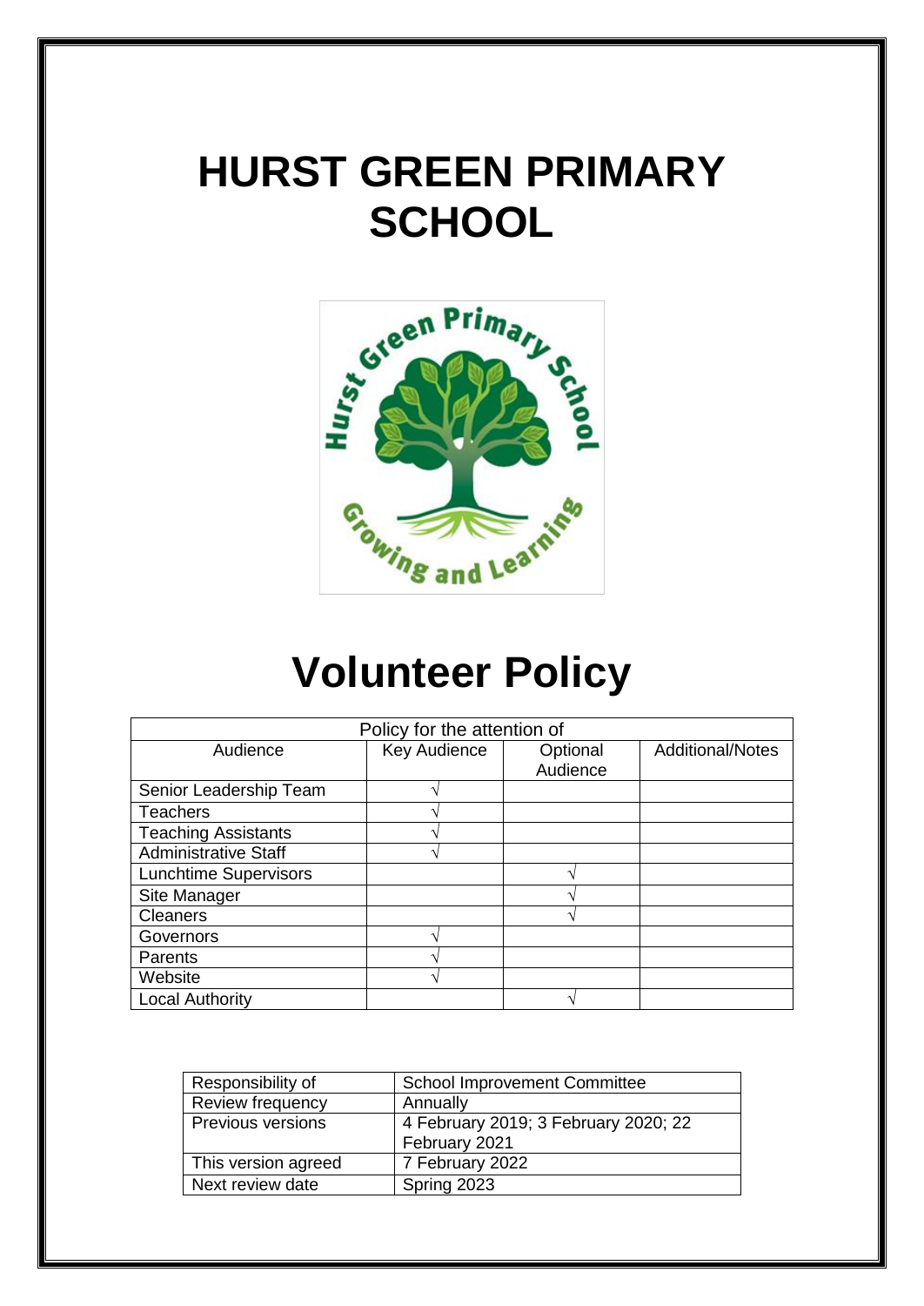# HURST GREEN PRIMARY SCHOOL

# Volunteer Policy

| Policy for the attention of | | | |
|---|---|---|---|
| Audience | Key Audience | Optional Audience | Additional/Notes |
| Senior Leadership Team | √ | | |
| Teachers | √ | | |
| Teaching Assistants | √ | | |
| Administrative Staff | √ | | |
| Lunchtime Supervisors | | √ | |
| Site Manager | | √ | |
| Cleaners | | √ | |
| Governors | √ | | |
| Parents | √ | | |
| Website | √ | | |
| Local Authority | | √ | |

| Responsibility of | School Improvement Committee |
|---|---|
| Review frequency | Annually |
| Previous versions | 4 February 2019; 3 February 2020; 22 February 2021 |
| This version agreed | 7 February 2022 |
| Next review date | Spring 2023 |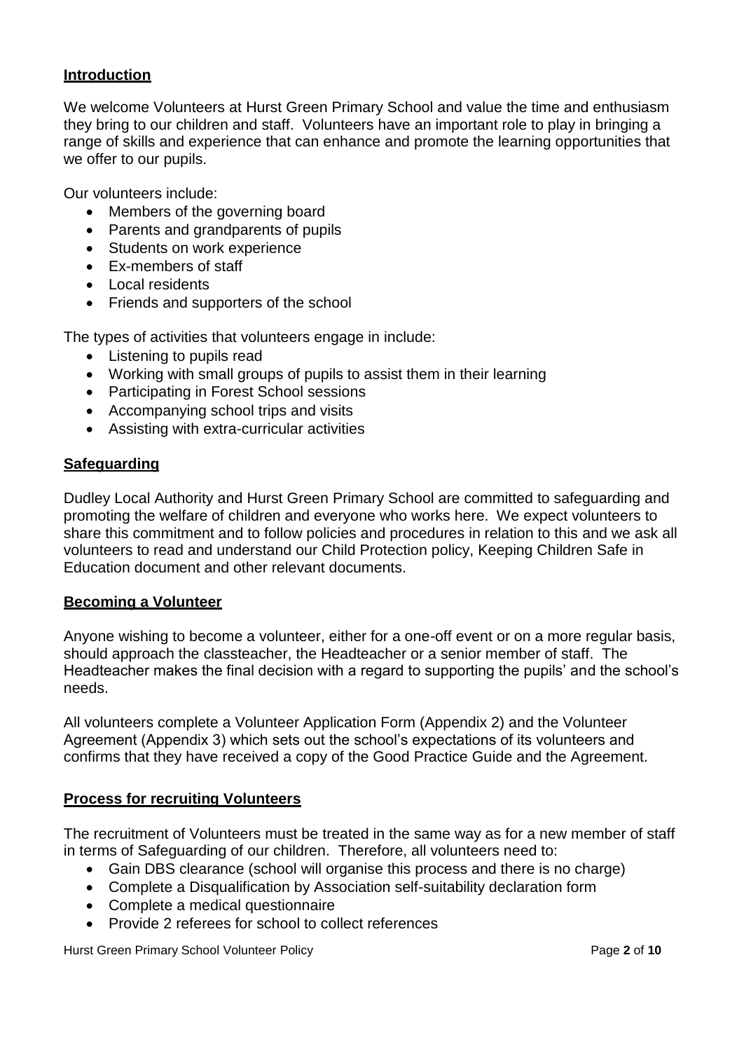## Introduction

We welcome Volunteers at Hurst Green Primary School and value the time and enthusiasm they bring to our children and staff. Volunteers have an important role to play in bringing a range of skills and experience that can enhance and promote the learning opportunities that we offer to our pupils.

Our volunteers include:

- Members of the governing board
- Parents and grandparents of pupils
- Students on work experience
- Ex-members of staff
- Local residents
- Friends and supporters of the school

The types of activities that volunteers engage in include:

- Listening to pupils read
- Working with small groups of pupils to assist them in their learning
- Participating in Forest School sessions
- Accompanying school trips and visits
- Assisting with extra-curricular activities

## Safeguarding

Dudley Local Authority and Hurst Green Primary School are committed to safeguarding and promoting the welfare of children and everyone who works here. We expect volunteers to share this commitment and to follow policies and procedures in relation to this and we ask all volunteers to read and understand our Child Protection policy, Keeping Children Safe in Education document and other relevant documents.

## Becoming a Volunteer

Anyone wishing to become a volunteer, either for a one-off event or on a more regular basis, should approach the classteacher, the Headteacher or a senior member of staff. The Headteacher makes the final decision with a regard to supporting the pupils' and the school's needs.

All volunteers complete a Volunteer Application Form (Appendix 2) and the Volunteer Agreement (Appendix 3) which sets out the school's expectations of its volunteers and confirms that they have received a copy of the Good Practice Guide and the Agreement.

## Process for recruiting Volunteers

The recruitment of Volunteers must be treated in the same way as for a new member of staff in terms of Safeguarding of our children. Therefore, all volunteers need to:

- Gain DBS clearance (school will organise this process and there is no charge)
- Complete a Disqualification by Association self-suitability declaration form
- Complete a medical questionnaire
- Provide 2 referees for school to collect references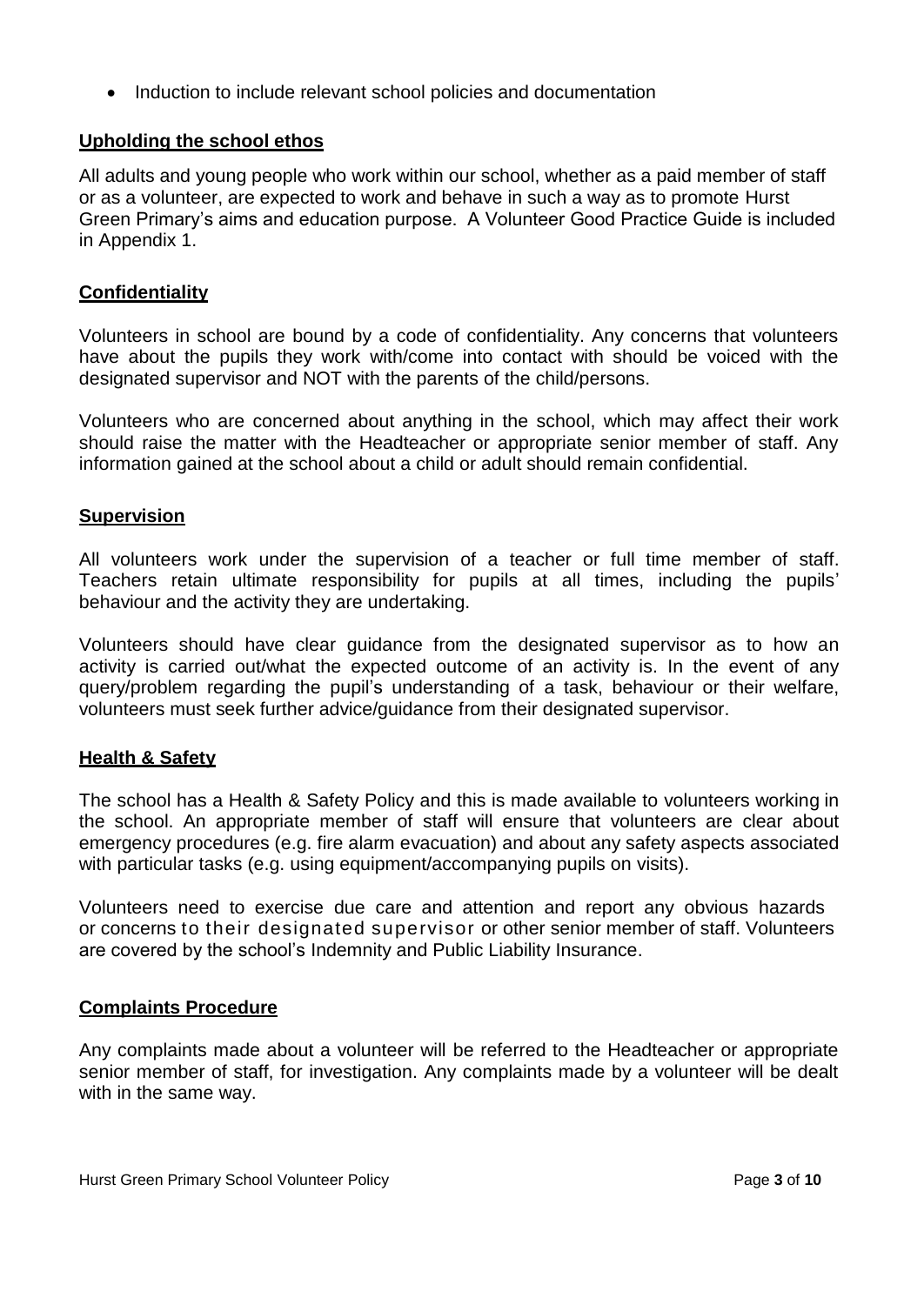- Induction to include relevant school policies and documentation

## Upholding the school ethos

All adults and young people who work within our school, whether as a paid member of staff or as a volunteer, are expected to work and behave in such a way as to promote Hurst Green Primary's aims and education purpose. A Volunteer Good Practice Guide is included in Appendix 1.

## Confidentiality

Volunteers in school are bound by a code of confidentiality. Any concerns that volunteers have about the pupils they work with/come into contact with should be voiced with the designated supervisor and NOT with the parents of the child/persons.

Volunteers who are concerned about anything in the school, which may affect their work should raise the matter with the Headteacher or appropriate senior member of staff. Any information gained at the school about a child or adult should remain confidential.

## Supervision

All volunteers work under the supervision of a teacher or full time member of staff. Teachers retain ultimate responsibility for pupils at all times, including the pupils' behaviour and the activity they are undertaking.

Volunteers should have clear guidance from the designated supervisor as to how an activity is carried out/what the expected outcome of an activity is. In the event of any query/problem regarding the pupil's understanding of a task, behaviour or their welfare, volunteers must seek further advice/guidance from their designated supervisor.

## Health & Safety

The school has a Health & Safety Policy and this is made available to volunteers working in the school. An appropriate member of staff will ensure that volunteers are clear about emergency procedures (e.g. fire alarm evacuation) and about any safety aspects associated with particular tasks (e.g. using equipment/accompanying pupils on visits).

Volunteers need to exercise due care and attention and report any obvious hazards or concerns to their designated supervisor or other senior member of staff. Volunteers are covered by the school's Indemnity and Public Liability Insurance.

## Complaints Procedure

Any complaints made about a volunteer will be referred to the Headteacher or appropriate senior member of staff, for investigation. Any complaints made by a volunteer will be dealt with in the same way.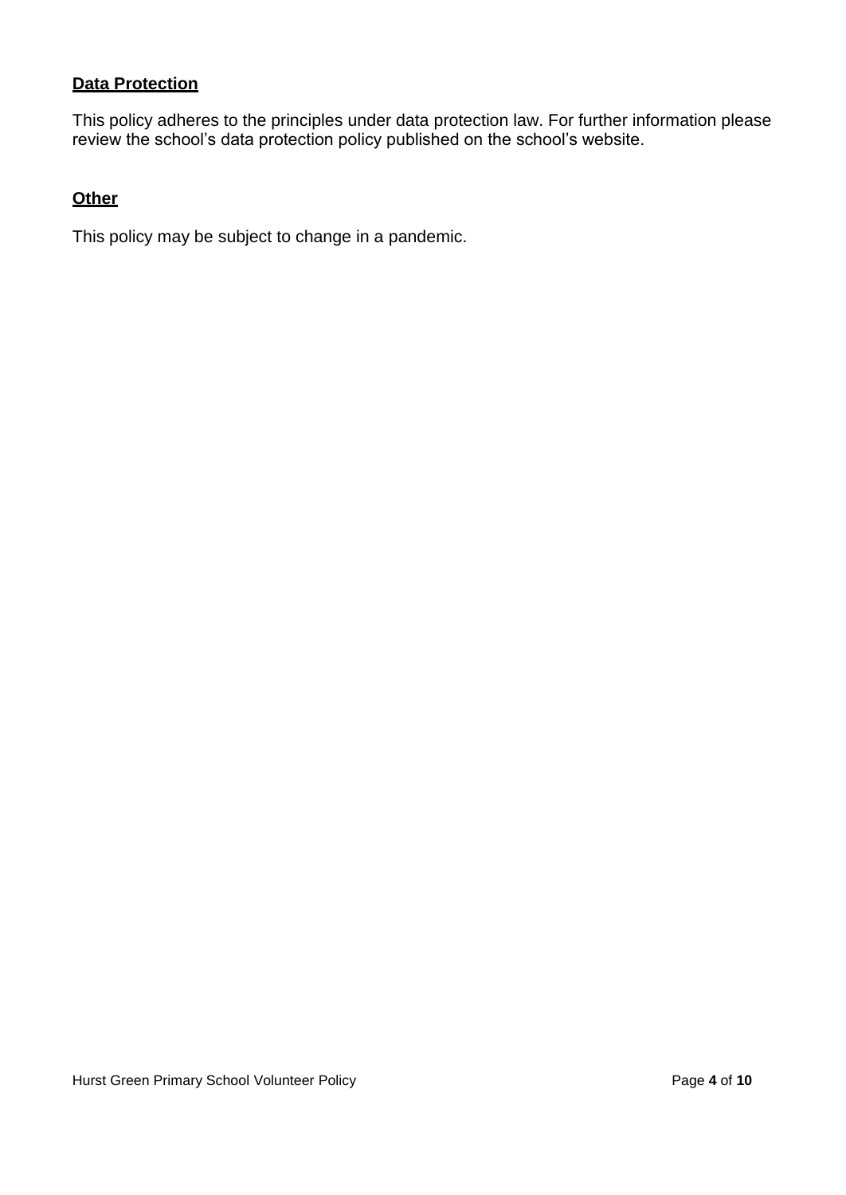## Data Protection

This policy adheres to the principles under data protection law. For further information please review the school's data protection policy published on the school's website.

## Other

This policy may be subject to change in a pandemic.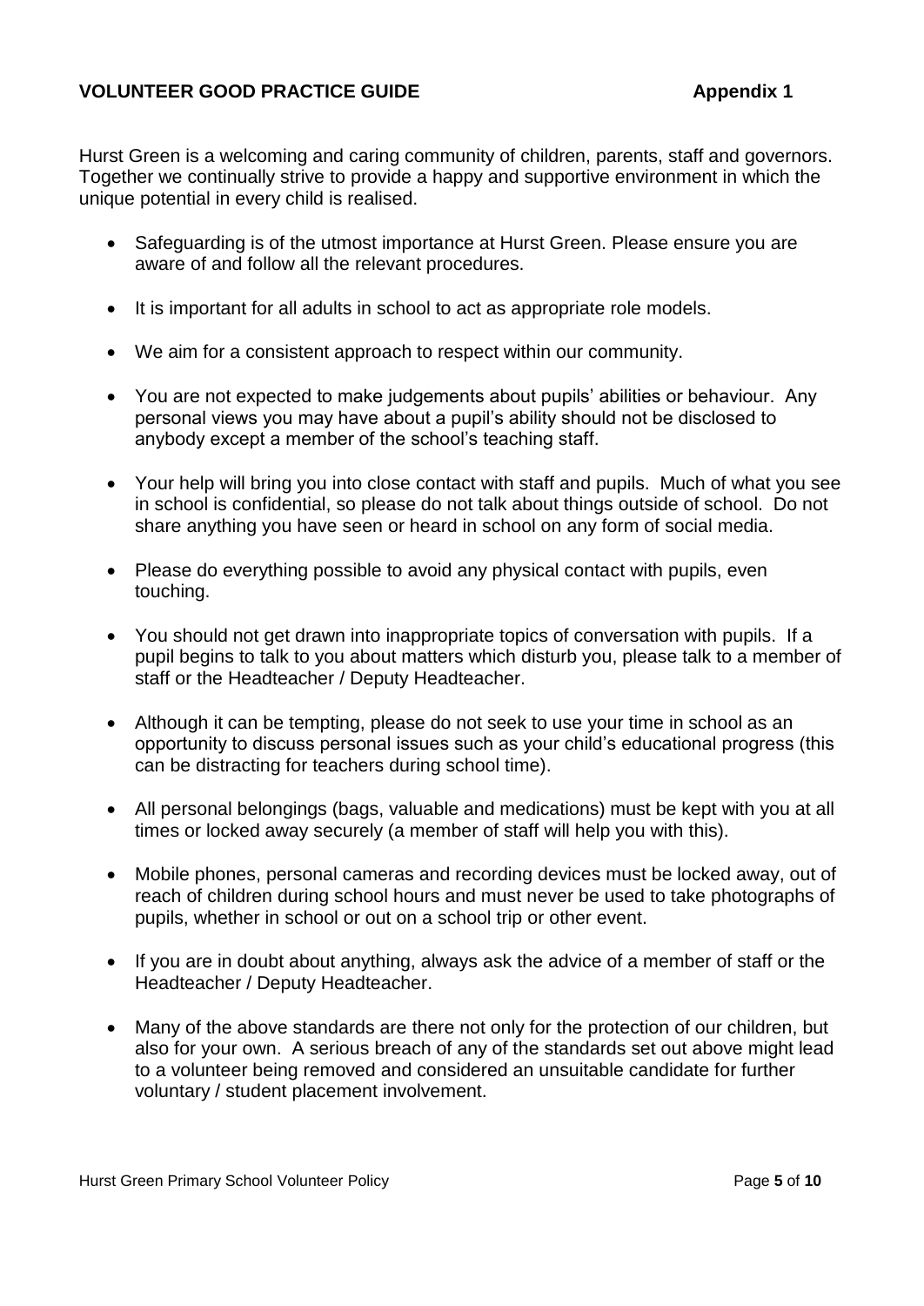## VOLUNTEER GOOD PRACTICE GUIDE **Appendix 1**

Hurst Green is a welcoming and caring community of children, parents, staff and governors. Together we continually strive to provide a happy and supportive environment in which the unique potential in every child is realised.

- Safeguarding is of the utmost importance at Hurst Green. Please ensure you are aware of and follow all the relevant procedures.
- It is important for all adults in school to act as appropriate role models.
- We aim for a consistent approach to respect within our community.
- You are not expected to make judgements about pupils' abilities or behaviour. Any personal views you may have about a pupil's ability should not be disclosed to anybody except a member of the school's teaching staff.
- Your help will bring you into close contact with staff and pupils. Much of what you see in school is confidential, so please do not talk about things outside of school. Do not share anything you have seen or heard in school on any form of social media.
- Please do everything possible to avoid any physical contact with pupils, even touching.
- You should not get drawn into inappropriate topics of conversation with pupils. If a pupil begins to talk to you about matters which disturb you, please talk to a member of staff or the Headteacher / Deputy Headteacher.
- Although it can be tempting, please do not seek to use your time in school as an opportunity to discuss personal issues such as your child's educational progress (this can be distracting for teachers during school time).
- All personal belongings (bags, valuable and medications) must be kept with you at all times or locked away securely (a member of staff will help you with this).
- Mobile phones, personal cameras and recording devices must be locked away, out of reach of children during school hours and must never be used to take photographs of pupils, whether in school or out on a school trip or other event.
- If you are in doubt about anything, always ask the advice of a member of staff or the Headteacher / Deputy Headteacher.
- Many of the above standards are there not only for the protection of our children, but also for your own. A serious breach of any of the standards set out above might lead to a volunteer being removed and considered an unsuitable candidate for further voluntary / student placement involvement.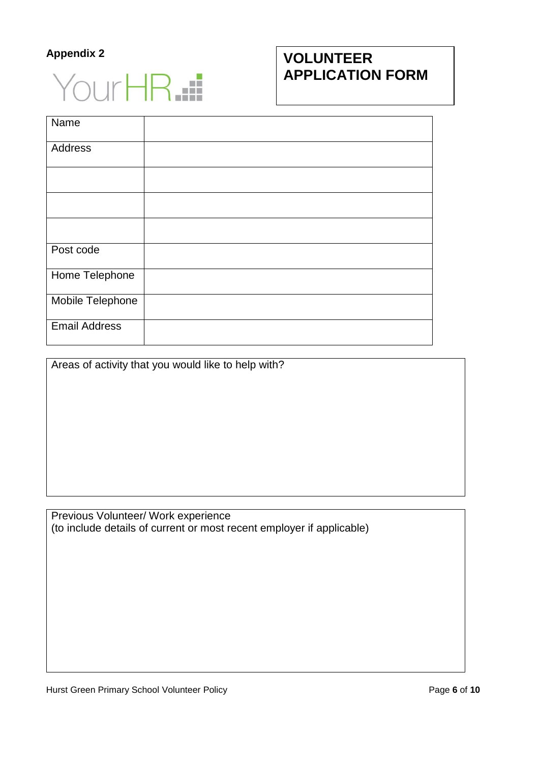**Appendix 2**

YourHR

# VOLUNTEER APPLICATION FORM

| Name | |
|---|---|
| Address | |
| | |
| | |
| | |
| Post code | |
| Home Telephone | |
| Mobile Telephone | |
| Email Address | |

| Areas of activity that you would like to help with? |
|---|
| |

| Previous Volunteer/ Work experience<br>(to include details of current or most recent employer if applicable) |
|---|
| |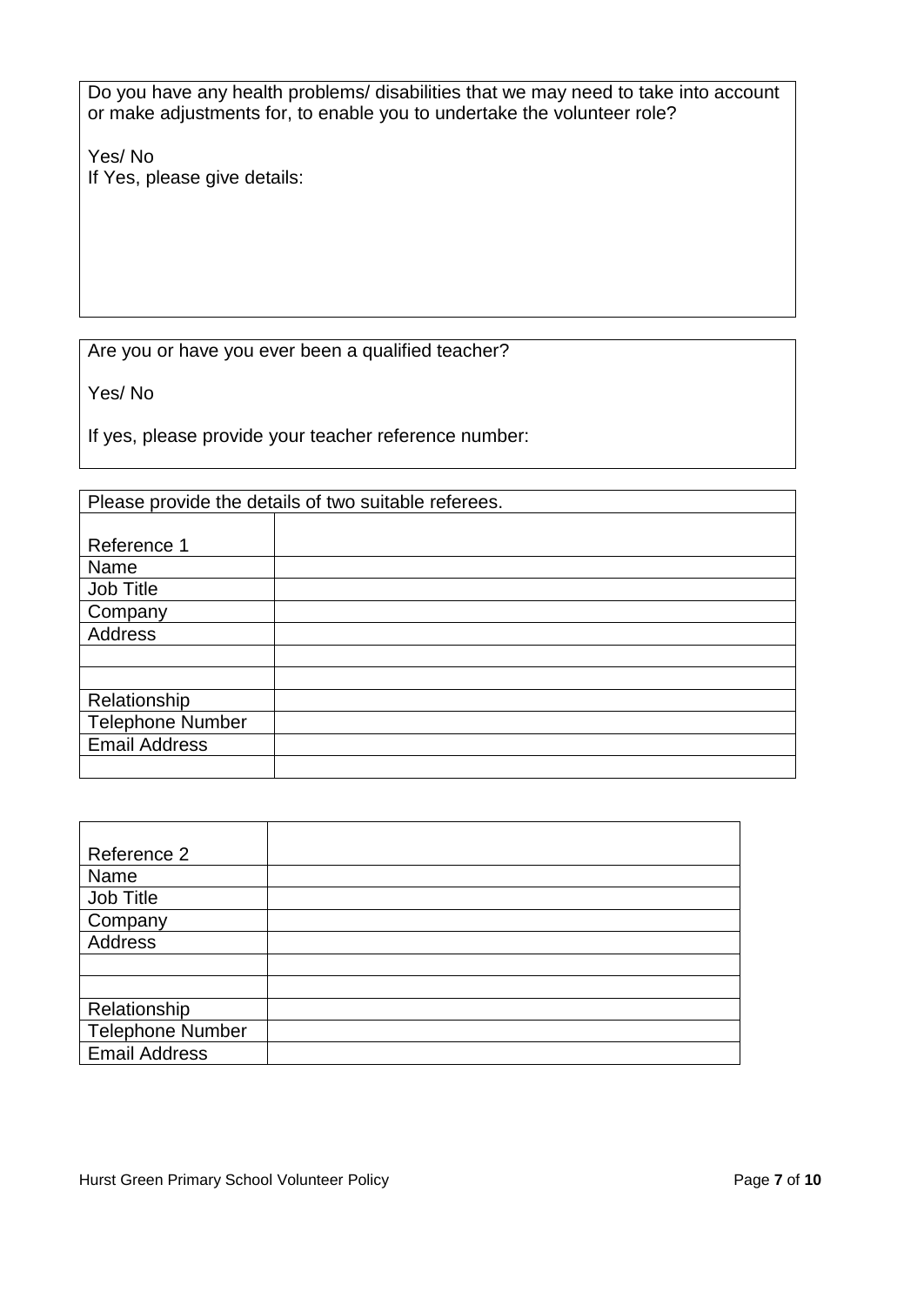Do you have any health problems/ disabilities that we may need to take into account or make adjustments for, to enable you to undertake the volunteer role?

Yes/ No

If Yes, please give details:

Are you or have you ever been a qualified teacher?

Yes/ No

If yes, please provide your teacher reference number:

Please provide the details of two suitable referees.

| Reference 1 | |
|---|---|
| Name | |
| Job Title | |
| Company | |
| Address | |
| | |
| | |
| Relationship | |
| Telephone Number | |
| Email Address | |
| | |

| Reference 2 | |
|---|---|
| Name | |
| Job Title | |
| Company | |
| Address | |
| | |
| | |
| Relationship | |
| Telephone Number | |
| Email Address | |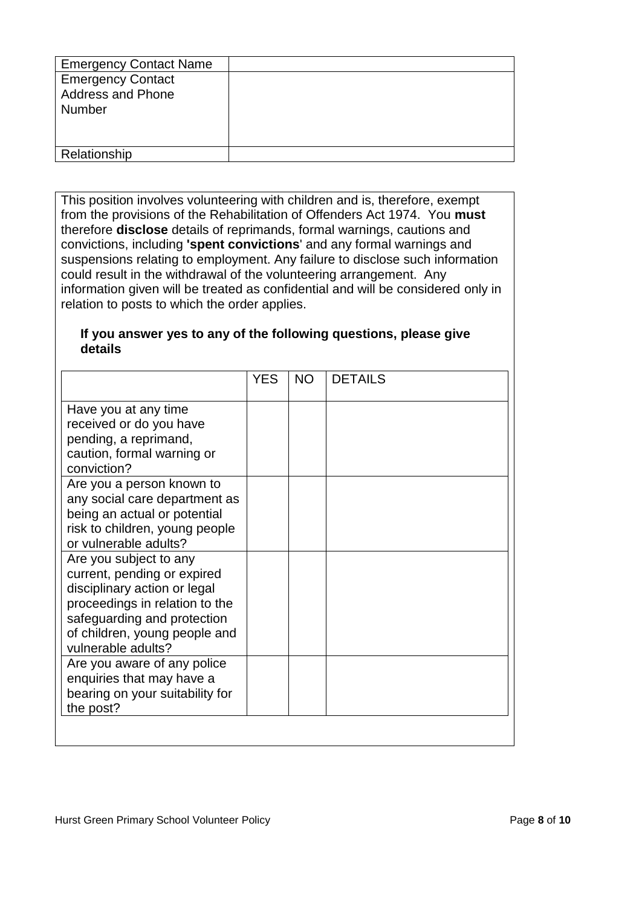| Emergency Contact Name | |
|---|---|
| Emergency Contact Address and Phone Number | |
| Relationship | |

This position involves volunteering with children and is, therefore, exempt from the provisions of the Rehabilitation of Offenders Act 1974. You **must** therefore **disclose** details of reprimands, formal warnings, cautions and convictions, including **'spent convictions**' and any formal warnings and suspensions relating to employment. Any failure to disclose such information could result in the withdrawal of the volunteering arrangement. Any information given will be treated as confidential and will be considered only in relation to posts to which the order applies.

**If you answer yes to any of the following questions, please give details**

| | YES | NO | DETAILS |
|---|---|---|---|
| Have you at any time received or do you have pending, a reprimand, caution, formal warning or conviction? | | | |
| Are you a person known to any social care department as being an actual or potential risk to children, young people or vulnerable adults? | | | |
| Are you subject to any current, pending or expired disciplinary action or legal proceedings in relation to the safeguarding and protection of children, young people and vulnerable adults? | | | |
| Are you aware of any police enquiries that may have a bearing on your suitability for the post? | | | |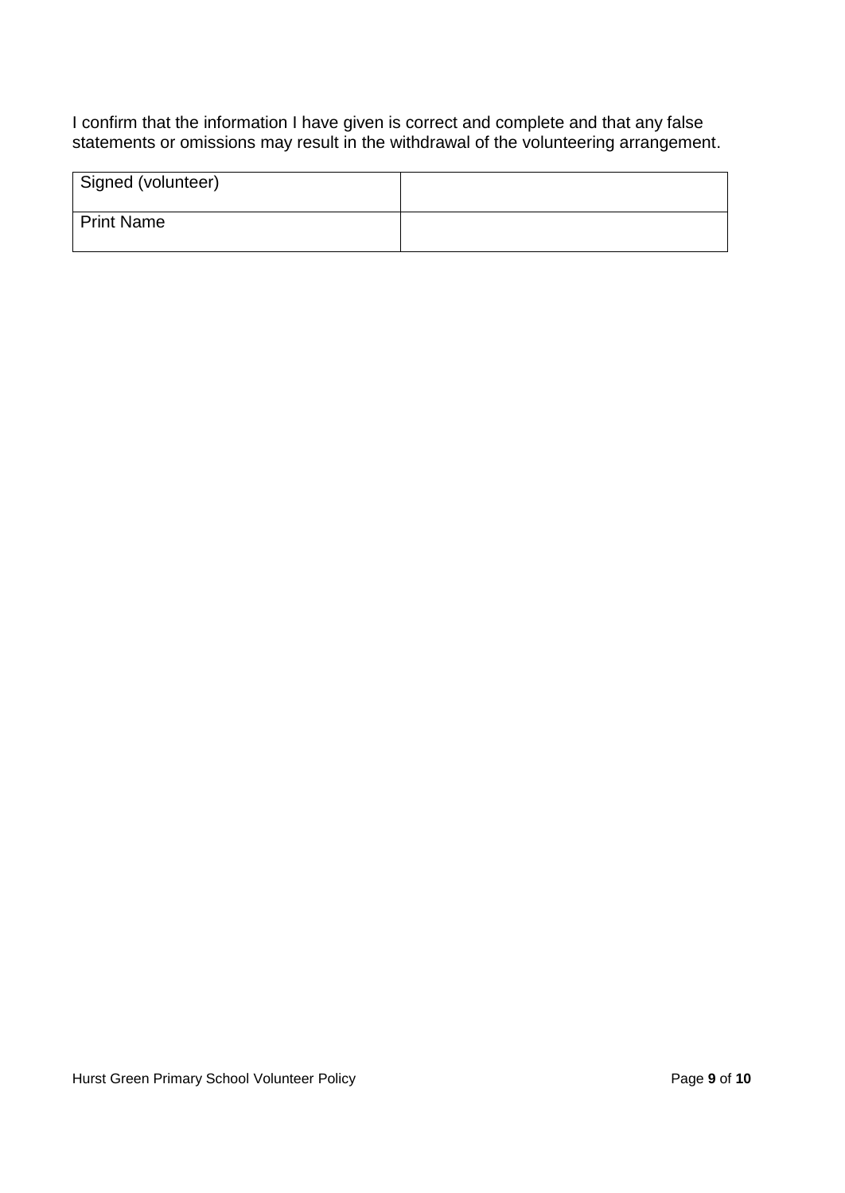I confirm that the information I have given is correct and complete and that any false statements or omissions may result in the withdrawal of the volunteering arrangement.

| Signed (volunteer) | |
| --- | --- |
| Print Name | |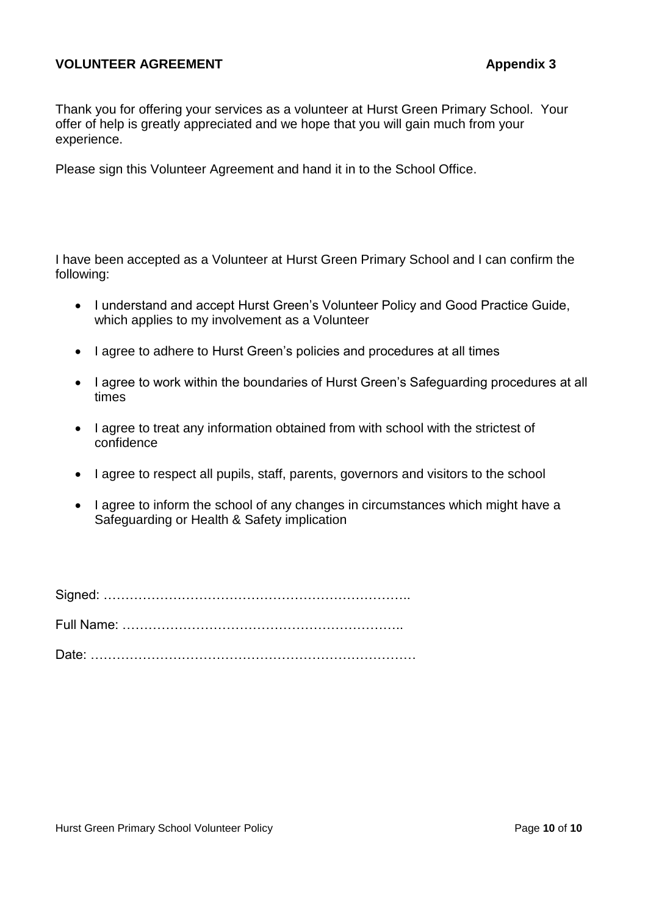## VOLUNTEER AGREEMENT **Appendix 3**

Thank you for offering your services as a volunteer at Hurst Green Primary School. Your offer of help is greatly appreciated and we hope that you will gain much from your experience.

Please sign this Volunteer Agreement and hand it in to the School Office.

I have been accepted as a Volunteer at Hurst Green Primary School and I can confirm the following:

- I understand and accept Hurst Green's Volunteer Policy and Good Practice Guide, which applies to my involvement as a Volunteer
- I agree to adhere to Hurst Green's policies and procedures at all times
- I agree to work within the boundaries of Hurst Green's Safeguarding procedures at all times
- I agree to treat any information obtained from with school with the strictest of confidence
- I agree to respect all pupils, staff, parents, governors and visitors to the school
- I agree to inform the school of any changes in circumstances which might have a Safeguarding or Health & Safety implication

Signed: ……………………………………………………………..

Full Name: ……………………………………………………..

Date: …………………………………………………………………